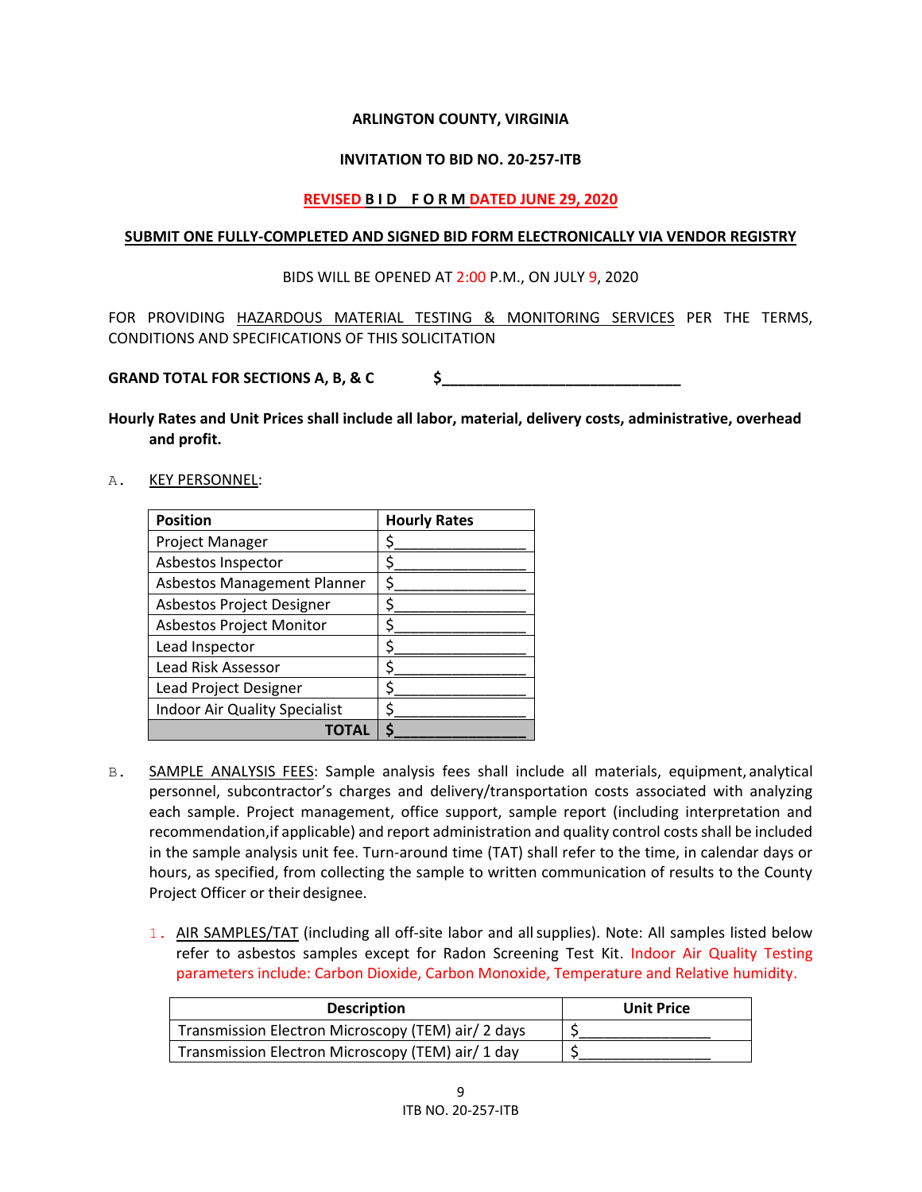**ARLINGTON COUNTY, VIRGINIA**

**INVITATION TO BID NO. 20-257-ITB**

**REVISED B I D F O R M DATED JUNE 29, 2020**

**SUBMIT ONE FULLY-COMPLETED AND SIGNED BID FORM ELECTRONICALLY VIA VENDOR REGISTRY**

BIDS WILL BE OPENED AT 2:00 P.M., ON JULY 9, 2020

FOR PROVIDING HAZARDOUS MATERIAL TESTING & MONITORING SERVICES PER THE TERMS, CONDITIONS AND SPECIFICATIONS OF THIS SOLICITATION

**GRAND TOTAL FOR SECTIONS A, B, & C $______________________________**

**Hourly Rates and Unit Prices shall include all labor, material, delivery costs, administrative, overhead and profit.**

A. KEY PERSONNEL:

| Position | Hourly Rates |
|---|---|
| Project Manager | $________________ |
| Asbestos Inspector | $________________ |
| Asbestos Management Planner | $________________ |
| Asbestos Project Designer | $________________ |
| Asbestos Project Monitor | $________________ |
| Lead Inspector | $________________ |
| Lead Risk Assessor | $________________ |
| Lead Project Designer | $________________ |
| Indoor Air Quality Specialist | $________________ |
| **TOTAL** | **$________________** |

B. SAMPLE ANALYSIS FEES: Sample analysis fees shall include all materials, equipment, analytical personnel, subcontractor's charges and delivery/transportation costs associated with analyzing each sample. Project management, office support, sample report (including interpretation and recommendation, if applicable) and report administration and quality control costs shall be included in the sample analysis unit fee. Turn-around time (TAT) shall refer to the time, in calendar days or hours, as specified, from collecting the sample to written communication of results to the County Project Officer or their designee.

1. AIR SAMPLES/TAT (including all off-site labor and all supplies). Note: All samples listed below refer to asbestos samples except for Radon Screening Test Kit. Indoor Air Quality Testing parameters include: Carbon Dioxide, Carbon Monoxide, Temperature and Relative humidity.

| Description | Unit Price |
|---|---|
| Transmission Electron Microscopy (TEM) air/ 2 days | $________________ |
| Transmission Electron Microscopy (TEM) air/ 1 day | $________________ |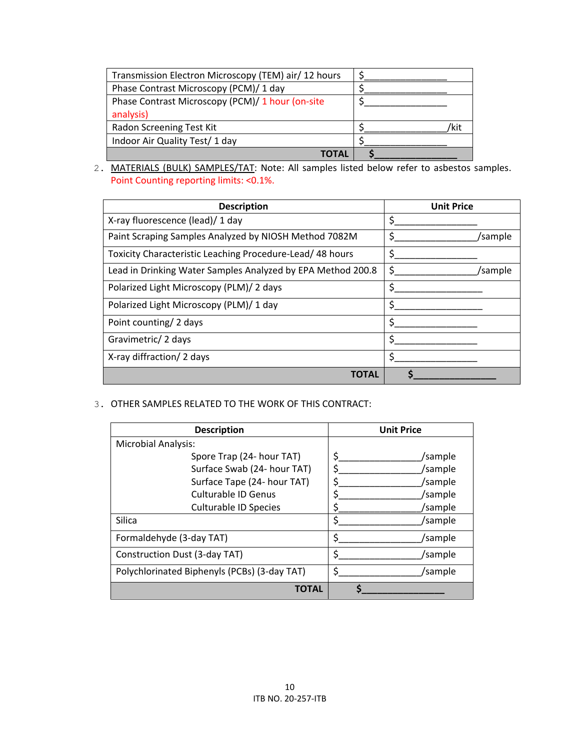| | |
|---|---|
| Transmission Electron Microscopy (TEM) air/ 12 hours | $_______________ |
| Phase Contrast Microscopy (PCM)/ 1 day | $_______________ |
| Phase Contrast Microscopy (PCM)/ 1 hour (on-site analysis) | $_______________ |
| Radon Screening Test Kit | $_______________/kit |
| Indoor Air Quality Test/ 1 day | $_______________ |
| **TOTAL** | **$_______________** |

2. MATERIALS (BULK) SAMPLES/TAT: Note: All samples listed below refer to asbestos samples. Point Counting reporting limits: <0.1%.

| Description | Unit Price |
|---|---|
| X-ray fluorescence (lead)/ 1 day | $_______________ |
| Paint Scraping Samples Analyzed by NIOSH Method 7082M | $_______________/sample |
| Toxicity Characteristic Leaching Procedure-Lead/ 48 hours | $_______________ |
| Lead in Drinking Water Samples Analyzed by EPA Method 200.8 | $_______________/sample |
| Polarized Light Microscopy (PLM)/ 2 days | $_______________ |
| Polarized Light Microscopy (PLM)/ 1 day | $_______________ |
| Point counting/ 2 days | $_______________ |
| Gravimetric/ 2 days | $_______________ |
| X-ray diffraction/ 2 days | $_______________ |
| **TOTAL** | **$_______________** |

3. OTHER SAMPLES RELATED TO THE WORK OF THIS CONTRACT:

| Description | Unit Price |
|---|---|
| Microbial Analysis: | |
| Spore Trap (24- hour TAT) | $_______________/sample |
| Surface Swab (24- hour TAT) | $_______________/sample |
| Surface Tape (24- hour TAT) | $_______________/sample |
| Culturable ID Genus | $_______________/sample |
| Culturable ID Species | $_______________/sample |
| Silica | $_______________/sample |
| Formaldehyde (3-day TAT) | $_______________/sample |
| Construction Dust (3-day TAT) | $_______________/sample |
| Polychlorinated Biphenyls (PCBs) (3-day TAT) | $_______________/sample |
| **TOTAL** | **$_______________** |

ITB NO. 20-257-ITB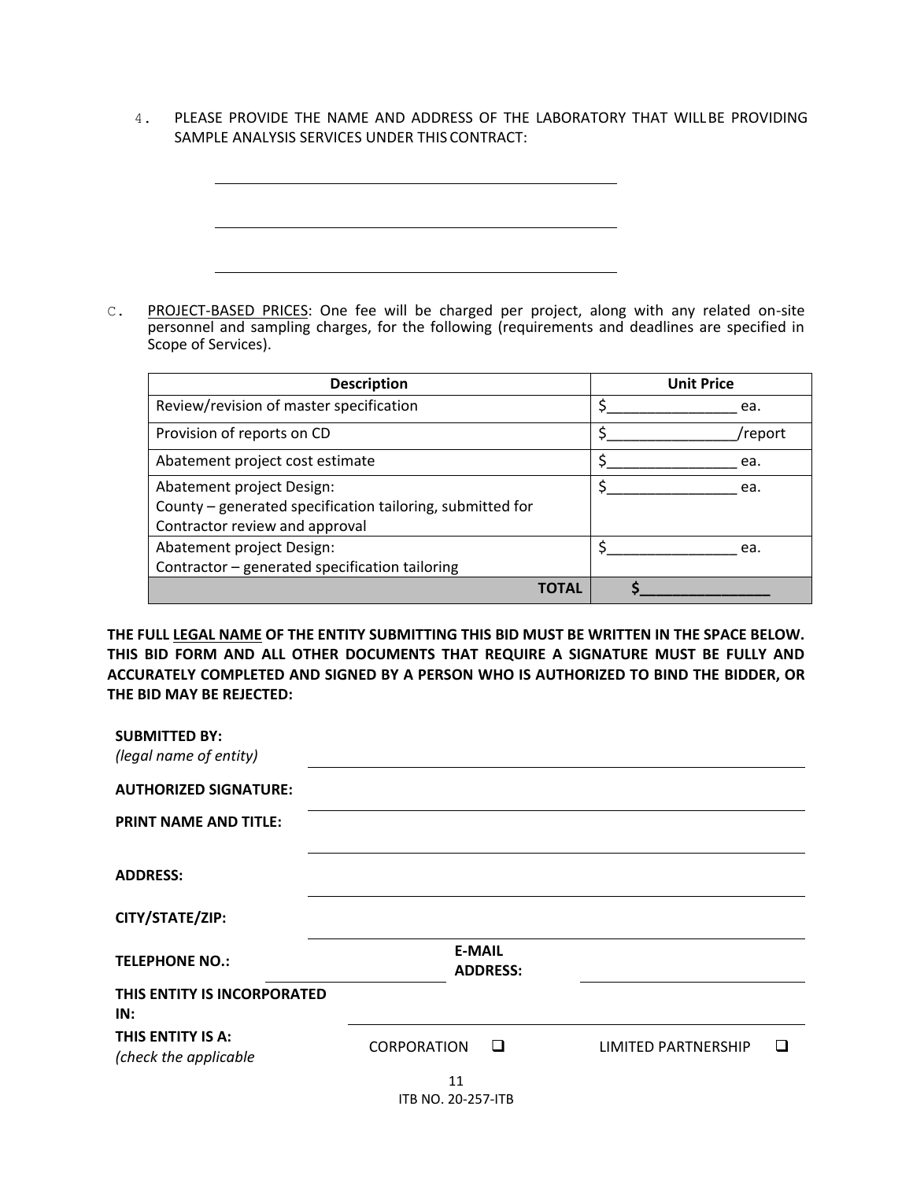4. PLEASE PROVIDE THE NAME AND ADDRESS OF THE LABORATORY THAT WILL BE PROVIDING SAMPLE ANALYSIS SERVICES UNDER THIS CONTRACT:

\_\_\_\_\_\_\_\_\_\_\_\_\_\_\_\_\_\_\_\_\_\_\_\_\_\_\_\_\_\_\_\_\_\_\_\_\_\_\_\_\_\_\_\_

\_\_\_\_\_\_\_\_\_\_\_\_\_\_\_\_\_\_\_\_\_\_\_\_\_\_\_\_\_\_\_\_\_\_\_\_\_\_\_\_\_\_\_\_

\_\_\_\_\_\_\_\_\_\_\_\_\_\_\_\_\_\_\_\_\_\_\_\_\_\_\_\_\_\_\_\_\_\_\_\_\_\_\_\_\_\_\_\_

C. PROJECT-BASED PRICES: One fee will be charged per project, along with any related on-site personnel and sampling charges, for the following (requirements and deadlines are specified in Scope of Services).

| Description | Unit Price |
|---|---|
| Review/revision of master specification | $________________ ea. |
| Provision of reports on CD | $________________/report |
| Abatement project cost estimate | $________________ ea. |
| Abatement project Design:<br>County – generated specification tailoring, submitted for Contractor review and approval | $________________ ea. |
| Abatement project Design:<br>Contractor – generated specification tailoring | $________________ ea. |
| **TOTAL** | **$________________** |

**THE FULL LEGAL NAME OF THE ENTITY SUBMITTING THIS BID MUST BE WRITTEN IN THE SPACE BELOW. THIS BID FORM AND ALL OTHER DOCUMENTS THAT REQUIRE A SIGNATURE MUST BE FULLY AND ACCURATELY COMPLETED AND SIGNED BY A PERSON WHO IS AUTHORIZED TO BIND THE BIDDER, OR THE BID MAY BE REJECTED:**

**SUBMITTED BY:**
*(legal name of entity)* \_\_\_\_\_\_\_\_\_\_\_\_\_\_\_\_\_\_\_\_\_\_\_\_\_\_\_\_\_\_\_\_\_\_\_\_\_\_\_\_

**AUTHORIZED SIGNATURE:** \_\_\_\_\_\_\_\_\_\_\_\_\_\_\_\_\_\_\_\_\_\_\_\_\_\_\_\_\_\_\_\_\_\_\_\_\_\_\_\_

**PRINT NAME AND TITLE:** \_\_\_\_\_\_\_\_\_\_\_\_\_\_\_\_\_\_\_\_\_\_\_\_\_\_\_\_\_\_\_\_\_\_\_\_\_\_\_\_

**ADDRESS:** \_\_\_\_\_\_\_\_\_\_\_\_\_\_\_\_\_\_\_\_\_\_\_\_\_\_\_\_\_\_\_\_\_\_\_\_\_\_\_\_

**CITY/STATE/ZIP:** \_\_\_\_\_\_\_\_\_\_\_\_\_\_\_\_\_\_\_\_\_\_\_\_\_\_\_\_\_\_\_\_\_\_\_\_\_\_\_\_

**TELEPHONE NO.:** \_\_\_\_\_\_\_\_\_\_\_\_\_\_\_\_\_\_\_\_ **E-MAIL ADDRESS:** \_\_\_\_\_\_\_\_\_\_\_\_\_\_\_\_\_\_\_\_

**THIS ENTITY IS INCORPORATED IN:** \_\_\_\_\_\_\_\_\_\_\_\_\_\_\_\_\_\_\_\_\_\_\_\_\_\_\_\_\_\_\_\_\_\_\_\_\_\_\_\_

**THIS ENTITY IS A:**
*(check the applicable*

CORPORATION ☐ LIMITED PARTNERSHIP ☐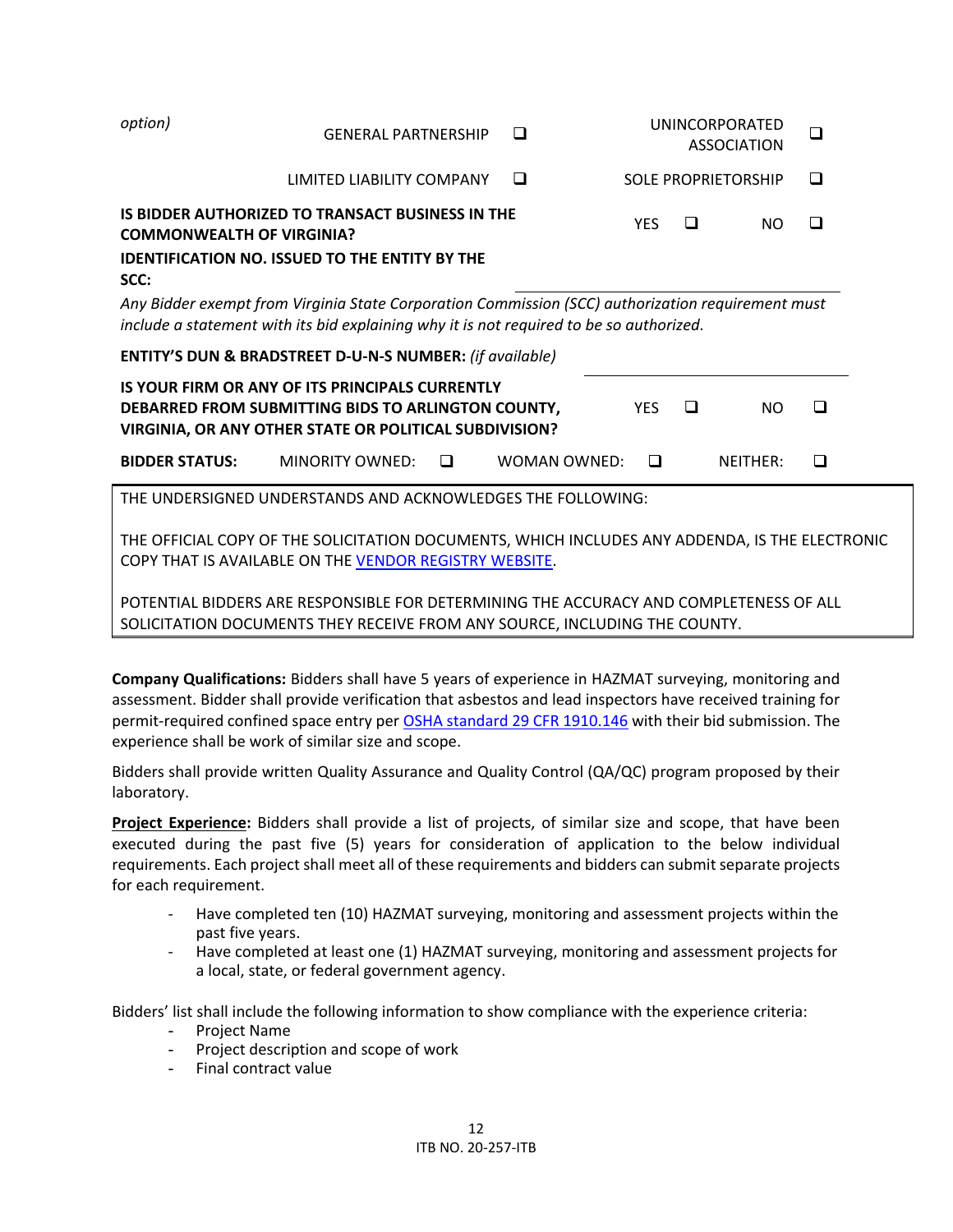| | | | | | |
|---|---|---|---|---|---|
| *option)* | GENERAL PARTNERSHIP | ❑ | UNINCORPORATED ASSOCIATION | ❑ | |
| | LIMITED LIABILITY COMPANY | ❑ | SOLE PROPRIETORSHIP | ❑ | |

| | | | | |
|---|---|---|---|---|
| **IS BIDDER AUTHORIZED TO TRANSACT BUSINESS IN THE COMMONWEALTH OF VIRGINIA?** | YES | ❑ | NO | ❑ |

**IDENTIFICATION NO. ISSUED TO THE ENTITY BY THE SCC:** ______________________

*Any Bidder exempt from Virginia State Corporation Commission (SCC) authorization requirement must include a statement with its bid explaining why it is not required to be so authorized.*

**ENTITY'S DUN & BRADSTREET D-U-N-S NUMBER:** *(if available)* ______________________

| | | | | |
|---|---|---|---|---|
| **IS YOUR FIRM OR ANY OF ITS PRINCIPALS CURRENTLY DEBARRED FROM SUBMITTING BIDS TO ARLINGTON COUNTY, VIRGINIA, OR ANY OTHER STATE OR POLITICAL SUBDIVISION?** | YES | ❑ | NO | ❑ |

**BIDDER STATUS:** MINORITY OWNED: ❑ WOMAN OWNED: ❑ NEITHER: ❑

THE UNDERSIGNED UNDERSTANDS AND ACKNOWLEDGES THE FOLLOWING:

THE OFFICIAL COPY OF THE SOLICITATION DOCUMENTS, WHICH INCLUDES ANY ADDENDA, IS THE ELECTRONIC COPY THAT IS AVAILABLE ON THE VENDOR REGISTRY WEBSITE.

POTENTIAL BIDDERS ARE RESPONSIBLE FOR DETERMINING THE ACCURACY AND COMPLETENESS OF ALL SOLICITATION DOCUMENTS THEY RECEIVE FROM ANY SOURCE, INCLUDING THE COUNTY.

**Company Qualifications:** Bidders shall have 5 years of experience in HAZMAT surveying, monitoring and assessment. Bidder shall provide verification that asbestos and lead inspectors have received training for permit-required confined space entry per OSHA standard 29 CFR 1910.146 with their bid submission. The experience shall be work of similar size and scope.

Bidders shall provide written Quality Assurance and Quality Control (QA/QC) program proposed by their laboratory.

**Project Experience:** Bidders shall provide a list of projects, of similar size and scope, that have been executed during the past five (5) years for consideration of application to the below individual requirements. Each project shall meet all of these requirements and bidders can submit separate projects for each requirement.

- Have completed ten (10) HAZMAT surveying, monitoring and assessment projects within the past five years.
- Have completed at least one (1) HAZMAT surveying, monitoring and assessment projects for a local, state, or federal government agency.

Bidders' list shall include the following information to show compliance with the experience criteria:

- Project Name
- Project description and scope of work
- Final contract value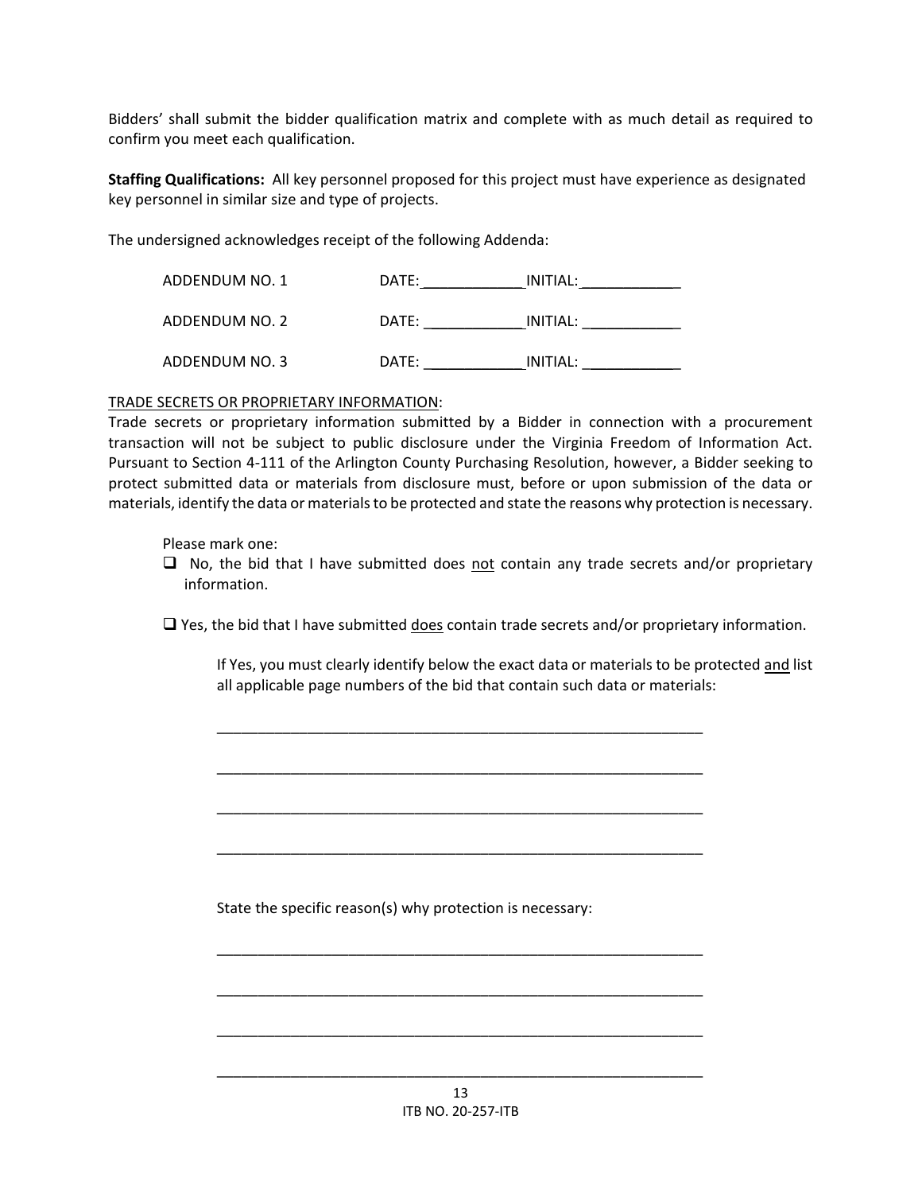Bidders' shall submit the bidder qualification matrix and complete with as much detail as required to confirm you meet each qualification.

**Staffing Qualifications:** All key personnel proposed for this project must have experience as designated key personnel in similar size and type of projects.

The undersigned acknowledges receipt of the following Addenda:

ADDENDUM NO. 1 DATE:____________INITIAL:____________

ADDENDUM NO. 2 DATE: ____________INITIAL: ____________

ADDENDUM NO. 3 DATE: ____________INITIAL: ____________

<u>TRADE SECRETS OR PROPRIETARY INFORMATION</u>:

Trade secrets or proprietary information submitted by a Bidder in connection with a procurement transaction will not be subject to public disclosure under the Virginia Freedom of Information Act. Pursuant to Section 4-111 of the Arlington County Purchasing Resolution, however, a Bidder seeking to protect submitted data or materials from disclosure must, before or upon submission of the data or materials, identify the data or materials to be protected and state the reasons why protection is necessary.

Please mark one:

- ❑ No, the bid that I have submitted does <u>not</u> contain any trade secrets and/or proprietary information.

- ❑ Yes, the bid that I have submitted <u>does</u> contain trade secrets and/or proprietary information.

If Yes, you must clearly identify below the exact data or materials to be protected <u>and</u> list all applicable page numbers of the bid that contain such data or materials:

______________________________________________________________

______________________________________________________________

______________________________________________________________

______________________________________________________________

State the specific reason(s) why protection is necessary:

______________________________________________________________

______________________________________________________________

______________________________________________________________

______________________________________________________________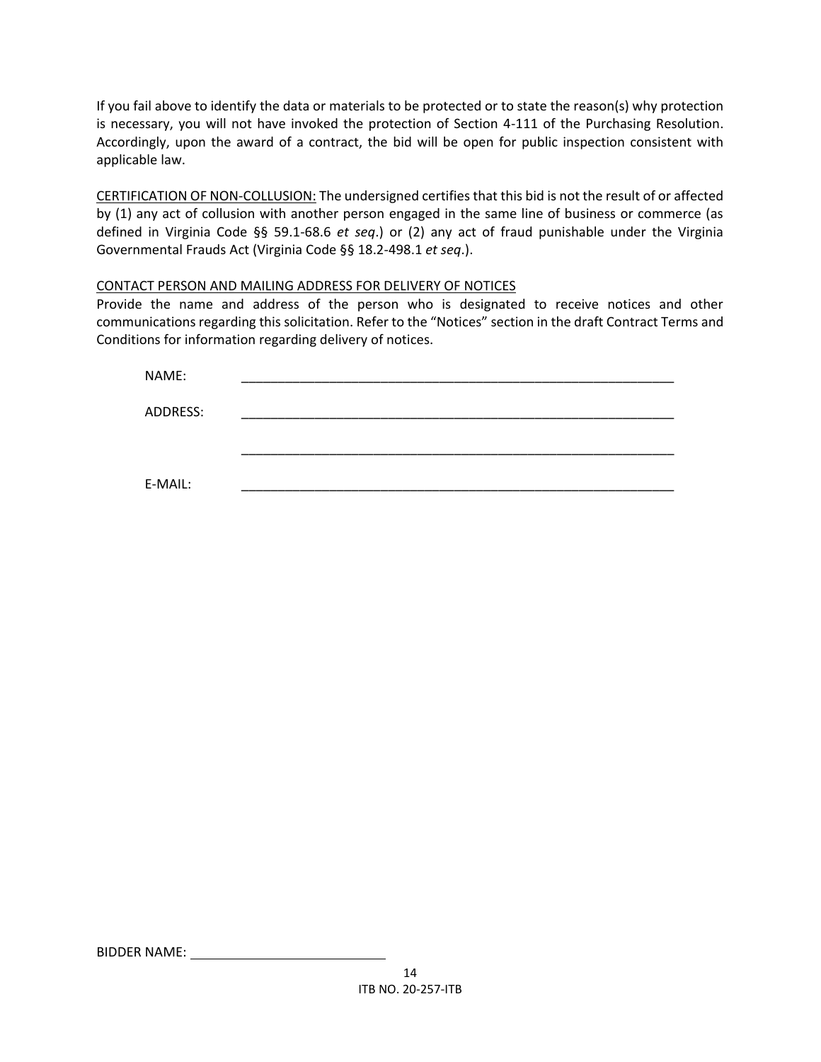If you fail above to identify the data or materials to be protected or to state the reason(s) why protection is necessary, you will not have invoked the protection of Section 4-111 of the Purchasing Resolution. Accordingly, upon the award of a contract, the bid will be open for public inspection consistent with applicable law.

CERTIFICATION OF NON-COLLUSION: The undersigned certifies that this bid is not the result of or affected by (1) any act of collusion with another person engaged in the same line of business or commerce (as defined in Virginia Code §§ 59.1-68.6 *et seq*.) or (2) any act of fraud punishable under the Virginia Governmental Frauds Act (Virginia Code §§ 18.2-498.1 *et seq*.).

CONTACT PERSON AND MAILING ADDRESS FOR DELIVERY OF NOTICES

Provide the name and address of the person who is designated to receive notices and other communications regarding this solicitation. Refer to the "Notices" section in the draft Contract Terms and Conditions for information regarding delivery of notices.

NAME: ____________________________________________________________

ADDRESS: ____________________________________________________________

____________________________________________________________

E-MAIL: ____________________________________________________________

BIDDER NAME: ____________________________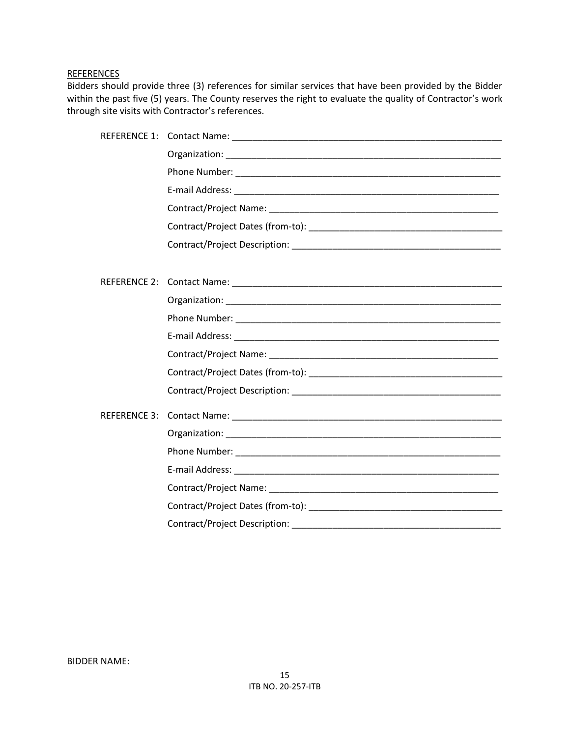REFERENCES

Bidders should provide three (3) references for similar services that have been provided by the Bidder within the past five (5) years. The County reserves the right to evaluate the quality of Contractor's work through site visits with Contractor's references.

REFERENCE 1: Contact Name: _______________________________________________

Organization: _______________________________________________

Phone Number: _______________________________________________

E-mail Address: _______________________________________________

Contract/Project Name: _______________________________________

Contract/Project Dates (from-to): _______________________________

Contract/Project Description: ___________________________________

REFERENCE 2: Contact Name: _______________________________________________

Organization: _______________________________________________

Phone Number: _______________________________________________

E-mail Address: _______________________________________________

Contract/Project Name: _______________________________________

Contract/Project Dates (from-to): _______________________________

Contract/Project Description: ___________________________________

REFERENCE 3: Contact Name: _______________________________________________

Organization: _______________________________________________

Phone Number: _______________________________________________

E-mail Address: _______________________________________________

Contract/Project Name: _______________________________________

Contract/Project Dates (from-to): _______________________________

Contract/Project Description: ___________________________________

BIDDER NAME: ___________________________

ITB NO. 20-257-ITB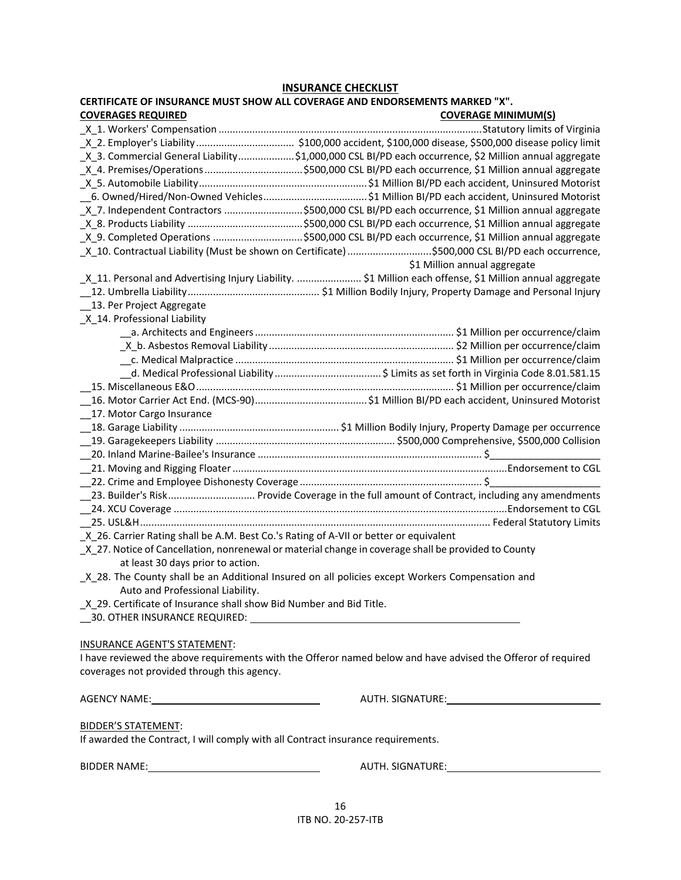## INSURANCE CHECKLIST

**CERTIFICATE OF INSURANCE MUST SHOW ALL COVERAGE AND ENDORSEMENTS MARKED "X".**

| COVERAGES REQUIRED | COVERAGE MINIMUM(S) |
|---|---|
| _X_1. Workers' Compensation | Statutory limits of Virginia |
| _X_2. Employer's Liability | $100,000 accident, $100,000 disease, $500,000 disease policy limit |
| _X_3. Commercial General Liability | $1,000,000 CSL BI/PD each occurrence, $2 Million annual aggregate |
| _X_4. Premises/Operations | $500,000 CSL BI/PD each occurrence, $1 Million annual aggregate |
| _X_5. Automobile Liability | $1 Million BI/PD each accident, Uninsured Motorist |
| __6. Owned/Hired/Non-Owned Vehicles | $1 Million BI/PD each accident, Uninsured Motorist |
| _X_7. Independent Contractors | $500,000 CSL BI/PD each occurrence, $1 Million annual aggregate |
| _X_8. Products Liability | $500,000 CSL BI/PD each occurrence, $1 Million annual aggregate |
| _X_9. Completed Operations | $500,000 CSL BI/PD each occurrence, $1 Million annual aggregate |
| _X_10. Contractual Liability (Must be shown on Certificate) | $500,000 CSL BI/PD each occurrence, $1 Million annual aggregate |
| _X_11. Personal and Advertising Injury Liability. | $1 Million each offense, $1 Million annual aggregate |
| __12. Umbrella Liability | $1 Million Bodily Injury, Property Damage and Personal Injury |
| __13. Per Project Aggregate | |
| _X_14. Professional Liability | |
| __a. Architects and Engineers | $1 Million per occurrence/claim |
| _X_b. Asbestos Removal Liability | $2 Million per occurrence/claim |
| __c. Medical Malpractice | $1 Million per occurrence/claim |
| __d. Medical Professional Liability | $ Limits as set forth in Virginia Code 8.01.581.15 |
| __15. Miscellaneous E&O | $1 Million per occurrence/claim |
| __16. Motor Carrier Act End. (MCS-90) | $1 Million BI/PD each accident, Uninsured Motorist |
| __17. Motor Cargo Insurance | |
| __18. Garage Liability | $1 Million Bodily Injury, Property Damage per occurrence |
| __19. Garagekeepers Liability | $500,000 Comprehensive, $500,000 Collision |
| __20. Inland Marine-Bailee's Insurance | $____________________ |
| __21. Moving and Rigging Floater | Endorsement to CGL |
| __22. Crime and Employee Dishonesty Coverage | $____________________ |
| __23. Builder's Risk | Provide Coverage in the full amount of Contract, including any amendments |
| __24. XCU Coverage | Endorsement to CGL |
| __25. USL&H | Federal Statutory Limits |

_X_26. Carrier Rating shall be A.M. Best Co.'s Rating of A-VII or better or equivalent

_X_27. Notice of Cancellation, nonrenewal or material change in coverage shall be provided to County at least 30 days prior to action.

_X_28. The County shall be an Additional Insured on all policies except Workers Compensation and Auto and Professional Liability.

_X_29. Certificate of Insurance shall show Bid Number and Bid Title.

__30. OTHER INSURANCE REQUIRED: ______________________________________

INSURANCE AGENT'S STATEMENT:

I have reviewed the above requirements with the Offeror named below and have advised the Offeror of required coverages not provided through this agency.

AGENCY NAME:______________________________ AUTH. SIGNATURE:______________________________

BIDDER'S STATEMENT:

If awarded the Contract, I will comply with all Contract insurance requirements.

BIDDER NAME:______________________________ AUTH. SIGNATURE:______________________________

ITB NO. 20-257-ITB